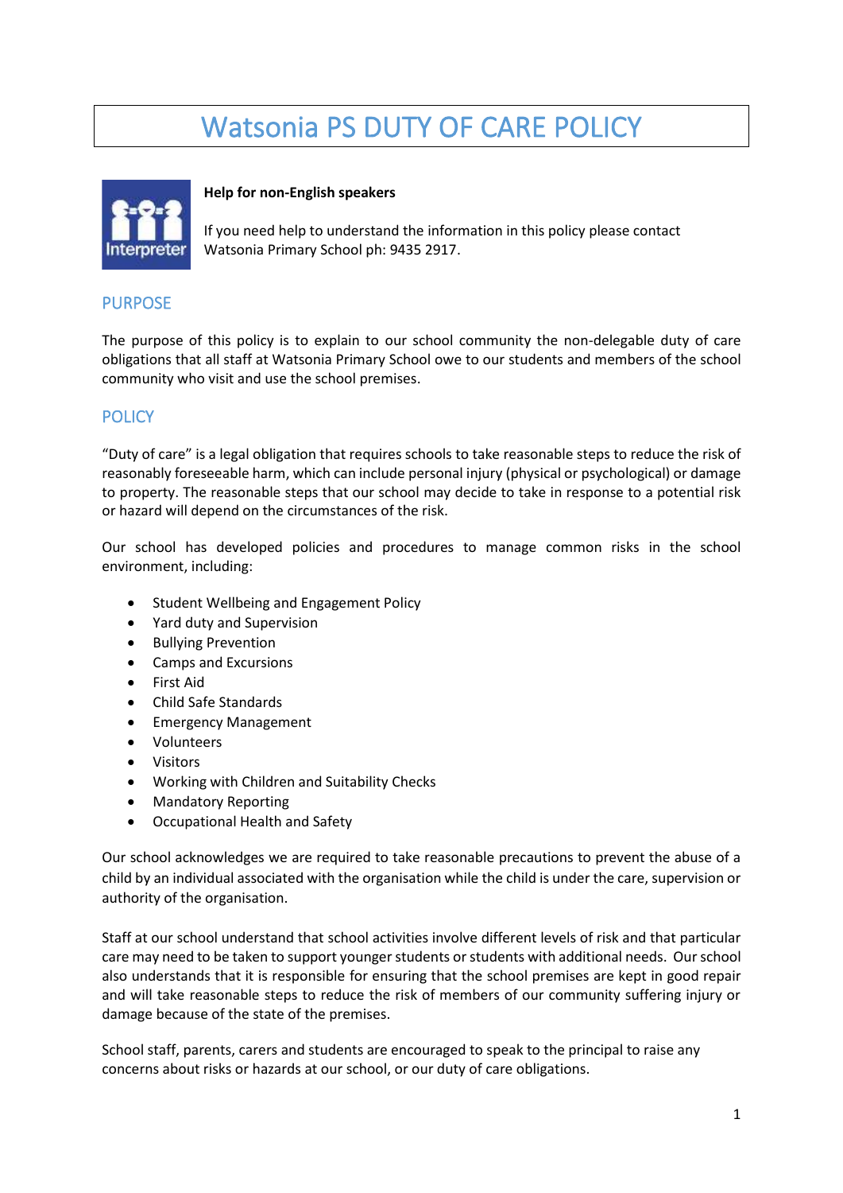# Watsonia PS DUTY OF CARE POLICY

**Help for non-English speakers**

If you need help to understand the information in this policy please contact Watsonia Primary School ph: 9435 2917.

## PURPOSE

The purpose of this policy is to explain to our school community the non-delegable duty of care obligations that all staff at Watsonia Primary School owe to our students and members of the school community who visit and use the school premises.

## POLICY

"Duty of care" is a legal obligation that requires schools to take reasonable steps to reduce the risk of reasonably foreseeable harm, which can include personal injury (physical or psychological) or damage to property. The reasonable steps that our school may decide to take in response to a potential risk or hazard will depend on the circumstances of the risk.

Our school has developed policies and procedures to manage common risks in the school environment, including:

- Student Wellbeing and Engagement Policy
- Yard duty and Supervision
- Bullying Prevention
- Camps and Excursions
- First Aid
- Child Safe Standards
- Emergency Management
- Volunteers
- Visitors
- Working with Children and Suitability Checks
- Mandatory Reporting
- Occupational Health and Safety

Our school acknowledges we are required to take reasonable precautions to prevent the abuse of a child by an individual associated with the organisation while the child is under the care, supervision or authority of the organisation.

Staff at our school understand that school activities involve different levels of risk and that particular care may need to be taken to support younger students or students with additional needs. Our school also understands that it is responsible for ensuring that the school premises are kept in good repair and will take reasonable steps to reduce the risk of members of our community suffering injury or damage because of the state of the premises.

School staff, parents, carers and students are encouraged to speak to the principal to raise any concerns about risks or hazards at our school, or our duty of care obligations.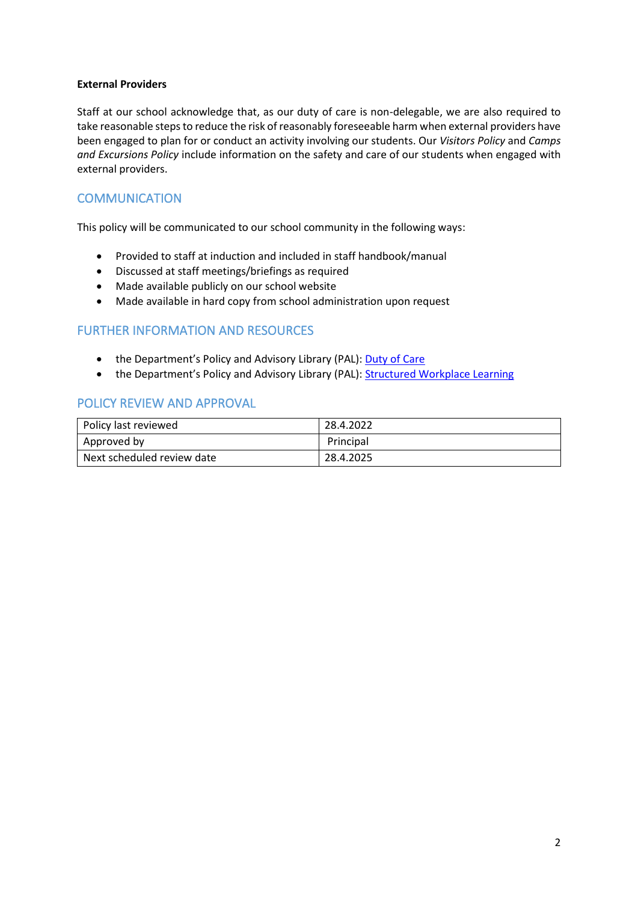**External Providers**

Staff at our school acknowledge that, as our duty of care is non-delegable, we are also required to take reasonable steps to reduce the risk of reasonably foreseeable harm when external providers have been engaged to plan for or conduct an activity involving our students. Our *Visitors Policy* and *Camps and Excursions Policy* include information on the safety and care of our students when engaged with external providers.

## COMMUNICATION

This policy will be communicated to our school community in the following ways:

- Provided to staff at induction and included in staff handbook/manual
- Discussed at staff meetings/briefings as required
- Made available publicly on our school website
- Made available in hard copy from school administration upon request

## FURTHER INFORMATION AND RESOURCES

- the Department's Policy and Advisory Library (PAL): Duty of Care
- the Department's Policy and Advisory Library (PAL): Structured Workplace Learning

## POLICY REVIEW AND APPROVAL

| | |
|---|---|
| Policy last reviewed | 28.4.2022 |
| Approved by | Principal |
| Next scheduled review date | 28.4.2025 |